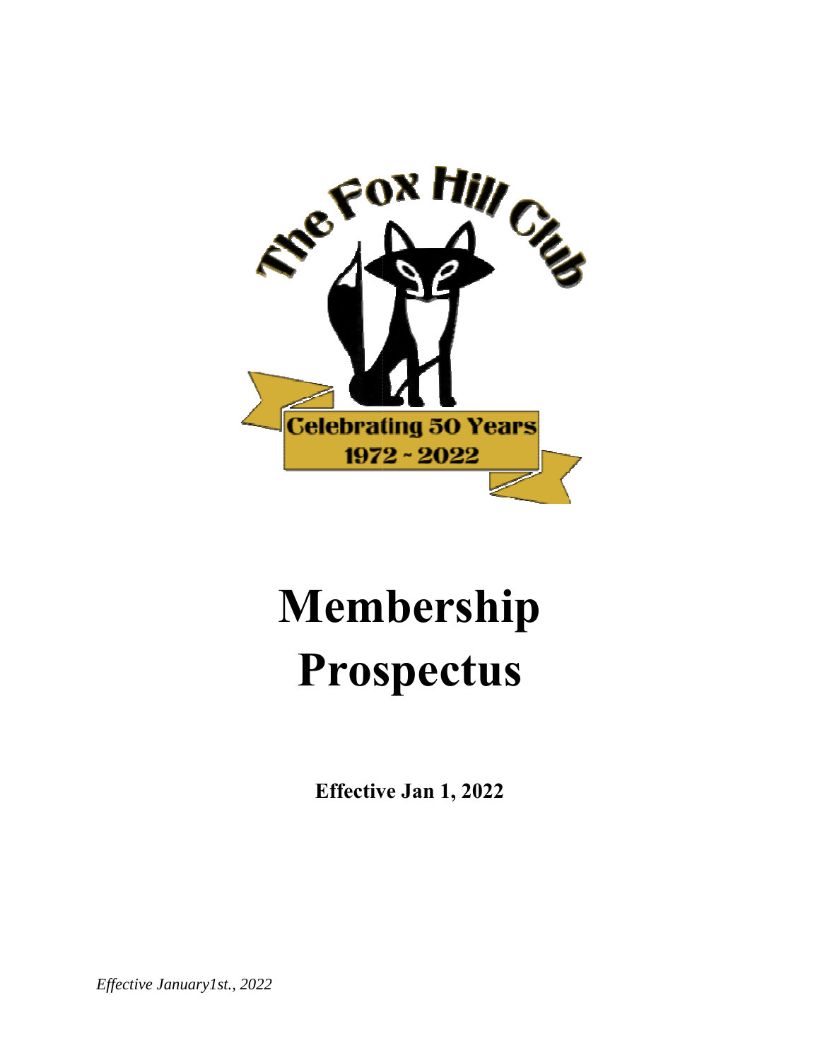The Fox Hill Club

Celebrating 50 Years
1972 ~ 2022

# Membership Prospectus

**Effective Jan 1, 2022**

*Effective January1st., 2022*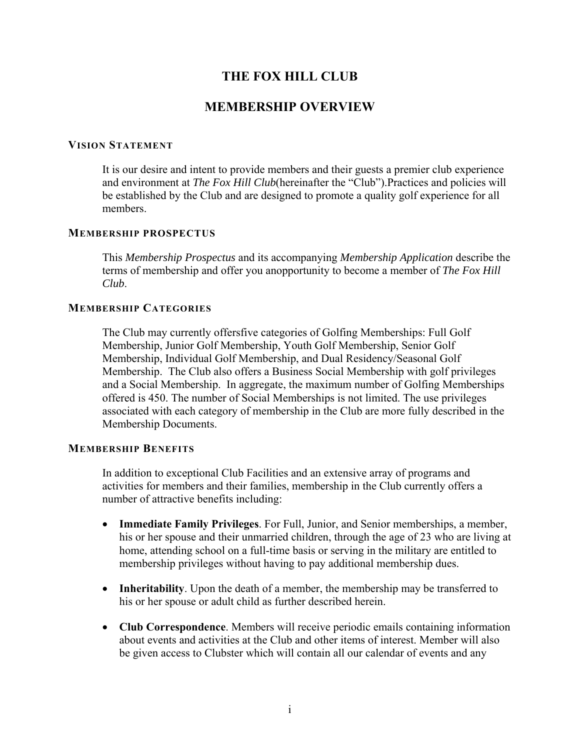# THE FOX HILL CLUB

## MEMBERSHIP OVERVIEW

### VISION STATEMENT

It is our desire and intent to provide members and their guests a premier club experience and environment at *The Fox Hill Club*(hereinafter the "Club").Practices and policies will be established by the Club and are designed to promote a quality golf experience for all members.

### MEMBERSHIP PROSPECTUS

This *Membership Prospectus* and its accompanying *Membership Application* describe the terms of membership and offer you anopportunity to become a member of *The Fox Hill Club*.

### MEMBERSHIP CATEGORIES

The Club may currently offersfive categories of Golfing Memberships: Full Golf Membership, Junior Golf Membership, Youth Golf Membership, Senior Golf Membership, Individual Golf Membership, and Dual Residency/Seasonal Golf Membership. The Club also offers a Business Social Membership with golf privileges and a Social Membership. In aggregate, the maximum number of Golfing Memberships offered is 450. The number of Social Memberships is not limited. The use privileges associated with each category of membership in the Club are more fully described in the Membership Documents.

### MEMBERSHIP BENEFITS

In addition to exceptional Club Facilities and an extensive array of programs and activities for members and their families, membership in the Club currently offers a number of attractive benefits including:

- **Immediate Family Privileges**. For Full, Junior, and Senior memberships, a member, his or her spouse and their unmarried children, through the age of 23 who are living at home, attending school on a full-time basis or serving in the military are entitled to membership privileges without having to pay additional membership dues.

- **Inheritability**. Upon the death of a member, the membership may be transferred to his or her spouse or adult child as further described herein.

- **Club Correspondence**. Members will receive periodic emails containing information about events and activities at the Club and other items of interest. Member will also be given access to Clubster which will contain all our calendar of events and any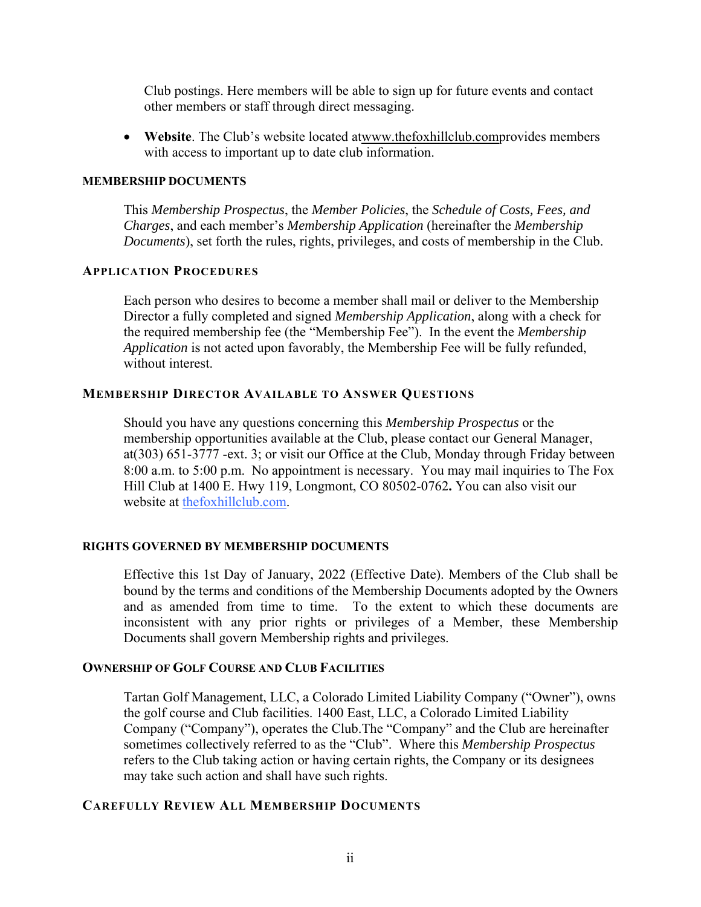Club postings. Here members will be able to sign up for future events and contact other members or staff through direct messaging.

- **Website**. The Club's website located atwww.thefoxhillclub.comprovides members with access to important up to date club information.

## MEMBERSHIP DOCUMENTS

This *Membership Prospectus*, the *Member Policies*, the *Schedule of Costs, Fees, and Charges*, and each member's *Membership Application* (hereinafter the *Membership Documents*), set forth the rules, rights, privileges, and costs of membership in the Club.

## APPLICATION PROCEDURES

Each person who desires to become a member shall mail or deliver to the Membership Director a fully completed and signed *Membership Application*, along with a check for the required membership fee (the "Membership Fee"). In the event the *Membership Application* is not acted upon favorably, the Membership Fee will be fully refunded, without interest.

## MEMBERSHIP DIRECTOR AVAILABLE TO ANSWER QUESTIONS

Should you have any questions concerning this *Membership Prospectus* or the membership opportunities available at the Club, please contact our General Manager, at(303) 651-3777 -ext. 3; or visit our Office at the Club, Monday through Friday between 8:00 a.m. to 5:00 p.m. No appointment is necessary. You may mail inquiries to The Fox Hill Club at 1400 E. Hwy 119, Longmont, CO 80502-0762**.** You can also visit our website at thefoxhillclub.com.

## RIGHTS GOVERNED BY MEMBERSHIP DOCUMENTS

Effective this 1st Day of January, 2022 (Effective Date). Members of the Club shall be bound by the terms and conditions of the Membership Documents adopted by the Owners and as amended from time to time. To the extent to which these documents are inconsistent with any prior rights or privileges of a Member, these Membership Documents shall govern Membership rights and privileges.

## OWNERSHIP OF GOLF COURSE AND CLUB FACILITIES

Tartan Golf Management, LLC, a Colorado Limited Liability Company ("Owner"), owns the golf course and Club facilities. 1400 East, LLC, a Colorado Limited Liability Company ("Company"), operates the Club.The "Company" and the Club are hereinafter sometimes collectively referred to as the "Club". Where this *Membership Prospectus* refers to the Club taking action or having certain rights, the Company or its designees may take such action and shall have such rights.

## CAREFULLY REVIEW ALL MEMBERSHIP DOCUMENTS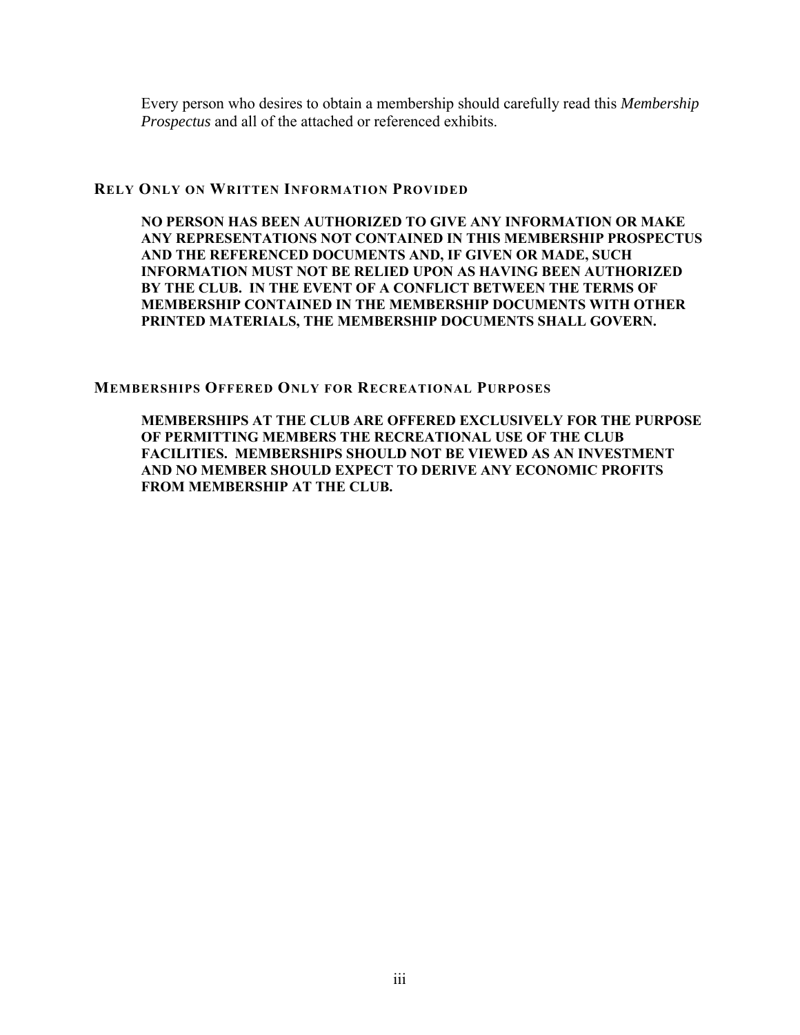Every person who desires to obtain a membership should carefully read this *Membership Prospectus* and all of the attached or referenced exhibits.

### RELY ONLY ON WRITTEN INFORMATION PROVIDED

**NO PERSON HAS BEEN AUTHORIZED TO GIVE ANY INFORMATION OR MAKE ANY REPRESENTATIONS NOT CONTAINED IN THIS MEMBERSHIP PROSPECTUS AND THE REFERENCED DOCUMENTS AND, IF GIVEN OR MADE, SUCH INFORMATION MUST NOT BE RELIED UPON AS HAVING BEEN AUTHORIZED BY THE CLUB. IN THE EVENT OF A CONFLICT BETWEEN THE TERMS OF MEMBERSHIP CONTAINED IN THE MEMBERSHIP DOCUMENTS WITH OTHER PRINTED MATERIALS, THE MEMBERSHIP DOCUMENTS SHALL GOVERN.**

### MEMBERSHIPS OFFERED ONLY FOR RECREATIONAL PURPOSES

**MEMBERSHIPS AT THE CLUB ARE OFFERED EXCLUSIVELY FOR THE PURPOSE OF PERMITTING MEMBERS THE RECREATIONAL USE OF THE CLUB FACILITIES. MEMBERSHIPS SHOULD NOT BE VIEWED AS AN INVESTMENT AND NO MEMBER SHOULD EXPECT TO DERIVE ANY ECONOMIC PROFITS FROM MEMBERSHIP AT THE CLUB.**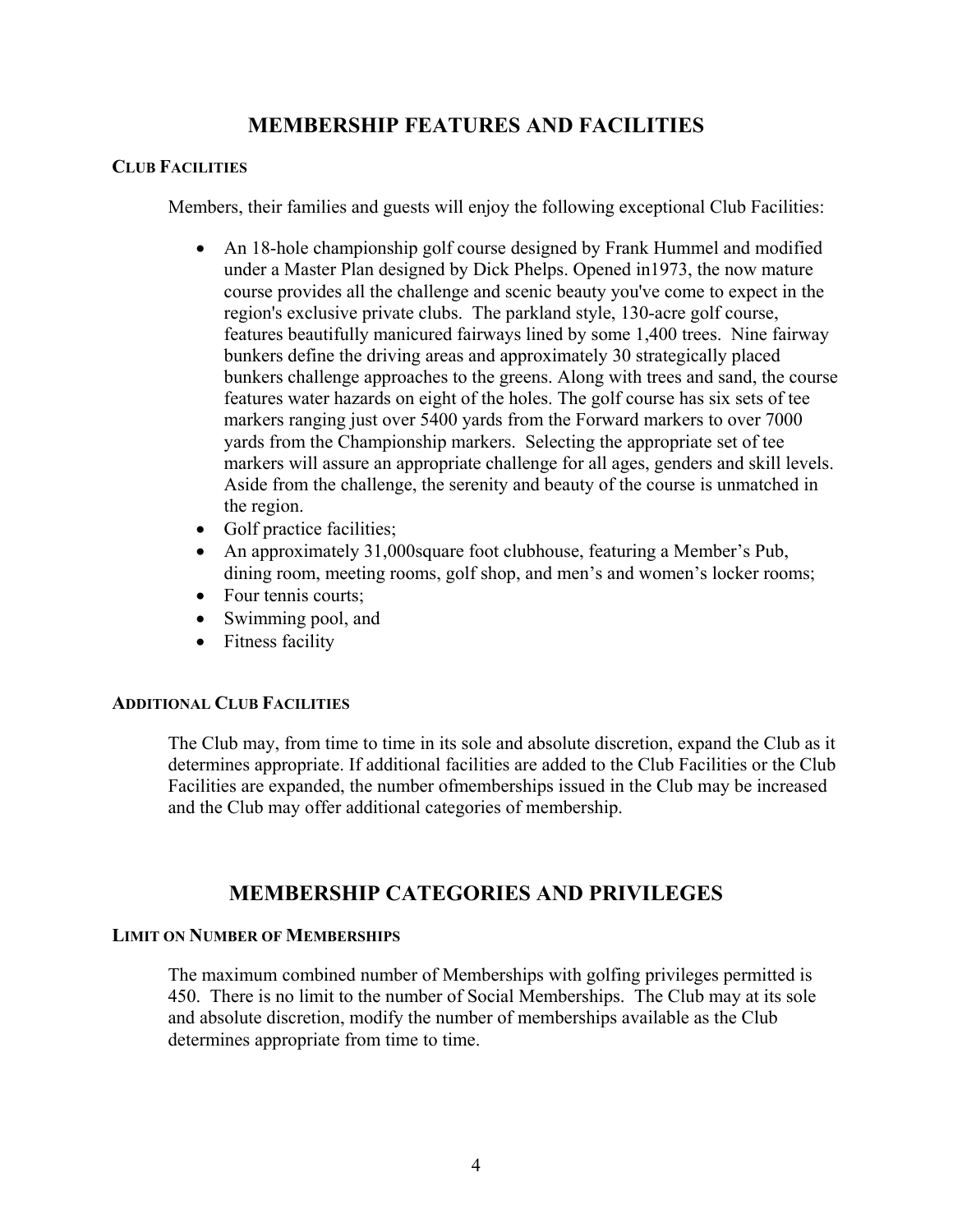# MEMBERSHIP FEATURES AND FACILITIES

### CLUB FACILITIES

Members, their families and guests will enjoy the following exceptional Club Facilities:

- An 18-hole championship golf course designed by Frank Hummel and modified under a Master Plan designed by Dick Phelps. Opened in1973, the now mature course provides all the challenge and scenic beauty you've come to expect in the region's exclusive private clubs. The parkland style, 130-acre golf course, features beautifully manicured fairways lined by some 1,400 trees. Nine fairway bunkers define the driving areas and approximately 30 strategically placed bunkers challenge approaches to the greens. Along with trees and sand, the course features water hazards on eight of the holes. The golf course has six sets of tee markers ranging just over 5400 yards from the Forward markers to over 7000 yards from the Championship markers. Selecting the appropriate set of tee markers will assure an appropriate challenge for all ages, genders and skill levels. Aside from the challenge, the serenity and beauty of the course is unmatched in the region.
- Golf practice facilities;
- An approximately 31,000square foot clubhouse, featuring a Member's Pub, dining room, meeting rooms, golf shop, and men's and women's locker rooms;
- Four tennis courts;
- Swimming pool, and
- Fitness facility

### ADDITIONAL CLUB FACILITIES

The Club may, from time to time in its sole and absolute discretion, expand the Club as it determines appropriate. If additional facilities are added to the Club Facilities or the Club Facilities are expanded, the number ofmemberships issued in the Club may be increased and the Club may offer additional categories of membership.

# MEMBERSHIP CATEGORIES AND PRIVILEGES

### LIMIT ON NUMBER OF MEMBERSHIPS

The maximum combined number of Memberships with golfing privileges permitted is 450. There is no limit to the number of Social Memberships. The Club may at its sole and absolute discretion, modify the number of memberships available as the Club determines appropriate from time to time.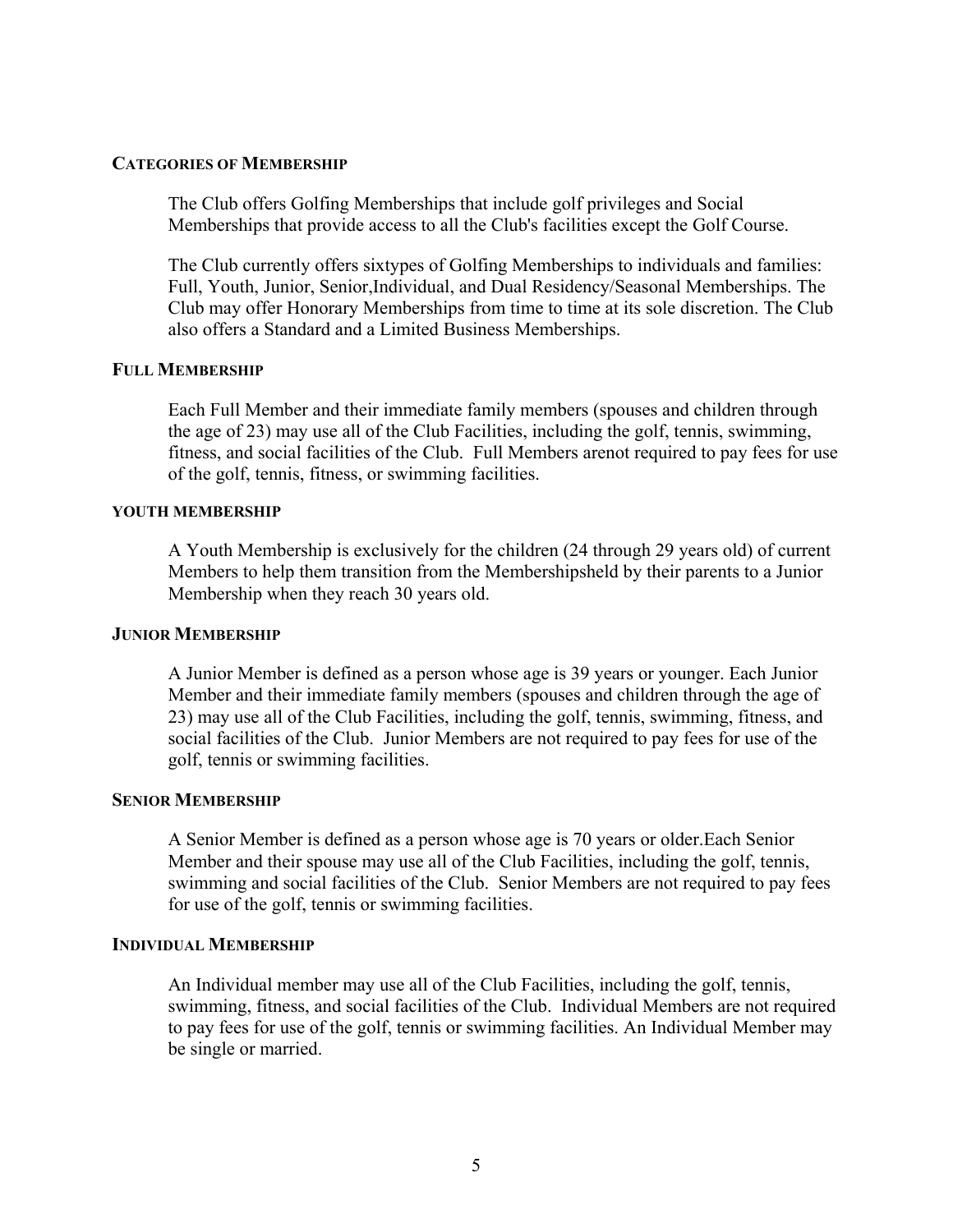## CATEGORIES OF MEMBERSHIP

The Club offers Golfing Memberships that include golf privileges and Social Memberships that provide access to all the Club's facilities except the Golf Course.

The Club currently offers sixtypes of Golfing Memberships to individuals and families: Full, Youth, Junior, Senior,Individual, and Dual Residency/Seasonal Memberships. The Club may offer Honorary Memberships from time to time at its sole discretion. The Club also offers a Standard and a Limited Business Memberships.

## FULL MEMBERSHIP

Each Full Member and their immediate family members (spouses and children through the age of 23) may use all of the Club Facilities, including the golf, tennis, swimming, fitness, and social facilities of the Club. Full Members arenot required to pay fees for use of the golf, tennis, fitness, or swimming facilities.

## YOUTH MEMBERSHIP

A Youth Membership is exclusively for the children (24 through 29 years old) of current Members to help them transition from the Membershipsheld by their parents to a Junior Membership when they reach 30 years old.

## JUNIOR MEMBERSHIP

A Junior Member is defined as a person whose age is 39 years or younger. Each Junior Member and their immediate family members (spouses and children through the age of 23) may use all of the Club Facilities, including the golf, tennis, swimming, fitness, and social facilities of the Club. Junior Members are not required to pay fees for use of the golf, tennis or swimming facilities.

## SENIOR MEMBERSHIP

A Senior Member is defined as a person whose age is 70 years or older.Each Senior Member and their spouse may use all of the Club Facilities, including the golf, tennis, swimming and social facilities of the Club. Senior Members are not required to pay fees for use of the golf, tennis or swimming facilities.

## INDIVIDUAL MEMBERSHIP

An Individual member may use all of the Club Facilities, including the golf, tennis, swimming, fitness, and social facilities of the Club. Individual Members are not required to pay fees for use of the golf, tennis or swimming facilities. An Individual Member may be single or married.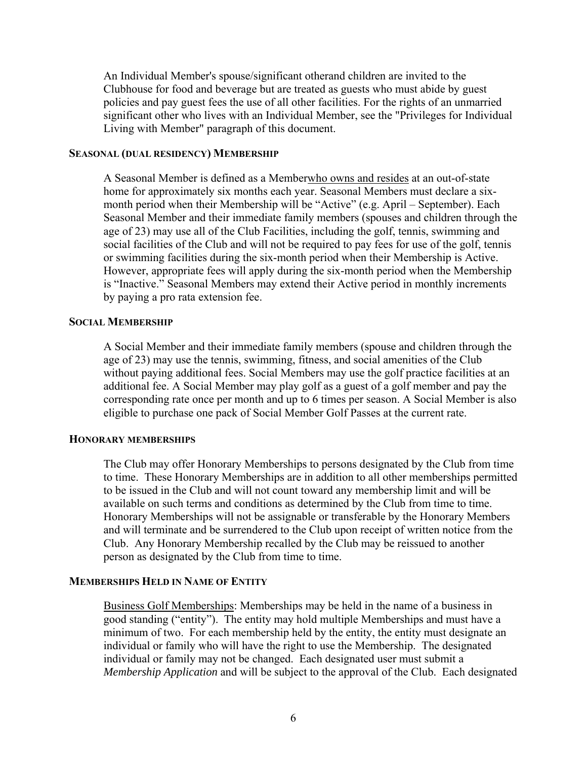An Individual Member's spouse/significant otherand children are invited to the Clubhouse for food and beverage but are treated as guests who must abide by guest policies and pay guest fees the use of all other facilities. For the rights of an unmarried significant other who lives with an Individual Member, see the "Privileges for Individual Living with Member" paragraph of this document.

### SEASONAL (DUAL RESIDENCY) MEMBERSHIP

A Seasonal Member is defined as a Memberwho owns and resides at an out-of-state home for approximately six months each year. Seasonal Members must declare a six-month period when their Membership will be "Active" (e.g. April – September). Each Seasonal Member and their immediate family members (spouses and children through the age of 23) may use all of the Club Facilities, including the golf, tennis, swimming and social facilities of the Club and will not be required to pay fees for use of the golf, tennis or swimming facilities during the six-month period when their Membership is Active. However, appropriate fees will apply during the six-month period when the Membership is "Inactive." Seasonal Members may extend their Active period in monthly increments by paying a pro rata extension fee.

### SOCIAL MEMBERSHIP

A Social Member and their immediate family members (spouse and children through the age of 23) may use the tennis, swimming, fitness, and social amenities of the Club without paying additional fees. Social Members may use the golf practice facilities at an additional fee. A Social Member may play golf as a guest of a golf member and pay the corresponding rate once per month and up to 6 times per season. A Social Member is also eligible to purchase one pack of Social Member Golf Passes at the current rate.

### HONORARY MEMBERSHIPS

The Club may offer Honorary Memberships to persons designated by the Club from time to time. These Honorary Memberships are in addition to all other memberships permitted to be issued in the Club and will not count toward any membership limit and will be available on such terms and conditions as determined by the Club from time to time. Honorary Memberships will not be assignable or transferable by the Honorary Members and will terminate and be surrendered to the Club upon receipt of written notice from the Club. Any Honorary Membership recalled by the Club may be reissued to another person as designated by the Club from time to time.

### MEMBERSHIPS HELD IN NAME OF ENTITY

Business Golf Memberships: Memberships may be held in the name of a business in good standing ("entity"). The entity may hold multiple Memberships and must have a minimum of two. For each membership held by the entity, the entity must designate an individual or family who will have the right to use the Membership. The designated individual or family may not be changed. Each designated user must submit a *Membership Application* and will be subject to the approval of the Club. Each designated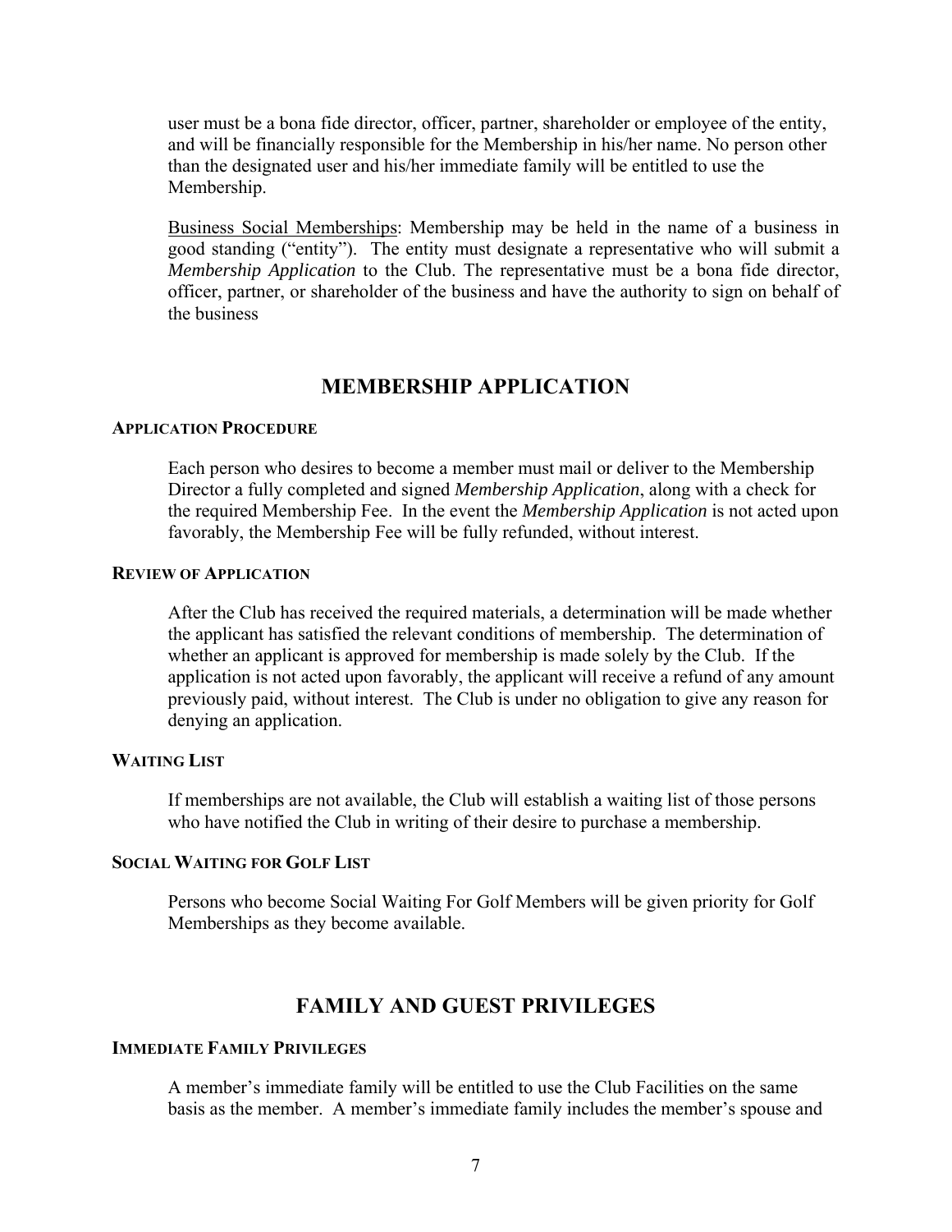user must be a bona fide director, officer, partner, shareholder or employee of the entity, and will be financially responsible for the Membership in his/her name. No person other than the designated user and his/her immediate family will be entitled to use the Membership.

Business Social Memberships: Membership may be held in the name of a business in good standing ("entity"). The entity must designate a representative who will submit a *Membership Application* to the Club. The representative must be a bona fide director, officer, partner, or shareholder of the business and have the authority to sign on behalf of the business

## MEMBERSHIP APPLICATION

### APPLICATION PROCEDURE

Each person who desires to become a member must mail or deliver to the Membership Director a fully completed and signed *Membership Application*, along with a check for the required Membership Fee. In the event the *Membership Application* is not acted upon favorably, the Membership Fee will be fully refunded, without interest.

### REVIEW OF APPLICATION

After the Club has received the required materials, a determination will be made whether the applicant has satisfied the relevant conditions of membership. The determination of whether an applicant is approved for membership is made solely by the Club. If the application is not acted upon favorably, the applicant will receive a refund of any amount previously paid, without interest. The Club is under no obligation to give any reason for denying an application.

### WAITING LIST

If memberships are not available, the Club will establish a waiting list of those persons who have notified the Club in writing of their desire to purchase a membership.

### SOCIAL WAITING FOR GOLF LIST

Persons who become Social Waiting For Golf Members will be given priority for Golf Memberships as they become available.

## FAMILY AND GUEST PRIVILEGES

### IMMEDIATE FAMILY PRIVILEGES

A member's immediate family will be entitled to use the Club Facilities on the same basis as the member. A member's immediate family includes the member's spouse and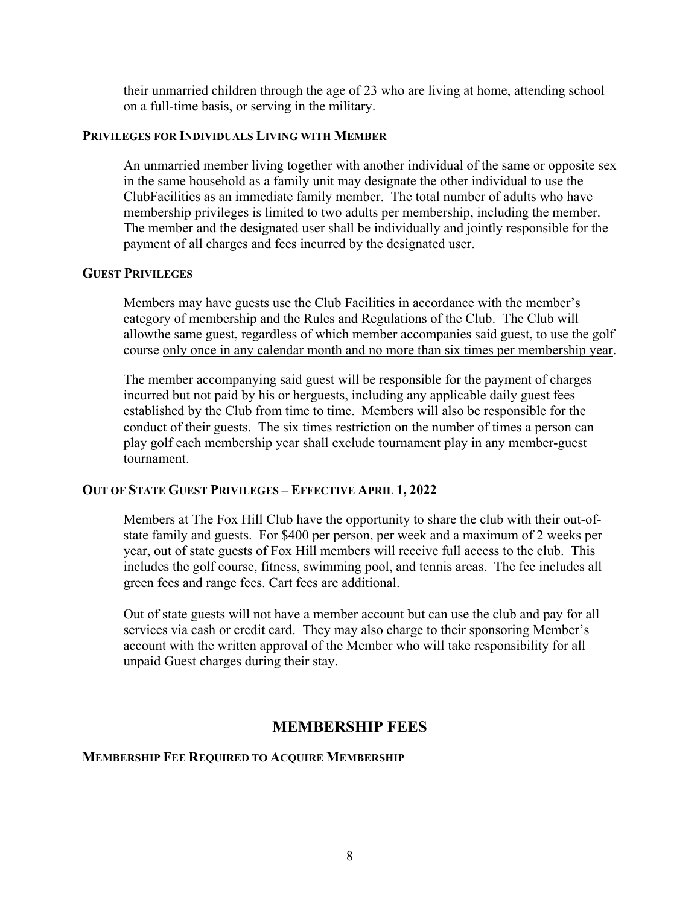their unmarried children through the age of 23 who are living at home, attending school on a full-time basis, or serving in the military.

### PRIVILEGES FOR INDIVIDUALS LIVING WITH MEMBER

An unmarried member living together with another individual of the same or opposite sex in the same household as a family unit may designate the other individual to use the ClubFacilities as an immediate family member. The total number of adults who have membership privileges is limited to two adults per membership, including the member. The member and the designated user shall be individually and jointly responsible for the payment of all charges and fees incurred by the designated user.

### GUEST PRIVILEGES

Members may have guests use the Club Facilities in accordance with the member's category of membership and the Rules and Regulations of the Club. The Club will allowthe same guest, regardless of which member accompanies said guest, to use the golf course <u>only once in any calendar month and no more than six times per membership year</u>.

The member accompanying said guest will be responsible for the payment of charges incurred but not paid by his or herguests, including any applicable daily guest fees established by the Club from time to time. Members will also be responsible for the conduct of their guests. The six times restriction on the number of times a person can play golf each membership year shall exclude tournament play in any member-guest tournament.

### OUT OF STATE GUEST PRIVILEGES – EFFECTIVE APRIL 1, 2022

Members at The Fox Hill Club have the opportunity to share the club with their out-of-state family and guests. For $400 per person, per week and a maximum of 2 weeks per year, out of state guests of Fox Hill members will receive full access to the club. This includes the golf course, fitness, swimming pool, and tennis areas. The fee includes all green fees and range fees. Cart fees are additional.

Out of state guests will not have a member account but can use the club and pay for all services via cash or credit card. They may also charge to their sponsoring Member's account with the written approval of the Member who will take responsibility for all unpaid Guest charges during their stay.

## MEMBERSHIP FEES

### MEMBERSHIP FEE REQUIRED TO ACQUIRE MEMBERSHIP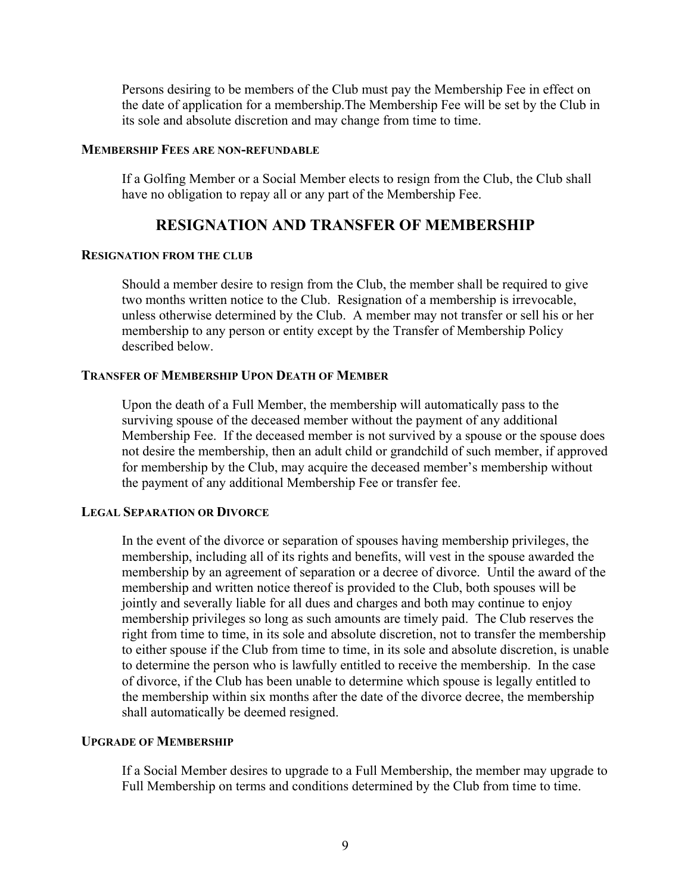Persons desiring to be members of the Club must pay the Membership Fee in effect on the date of application for a membership.The Membership Fee will be set by the Club in its sole and absolute discretion and may change from time to time.

#### MEMBERSHIP FEES ARE NON-REFUNDABLE

If a Golfing Member or a Social Member elects to resign from the Club, the Club shall have no obligation to repay all or any part of the Membership Fee.

## RESIGNATION AND TRANSFER OF MEMBERSHIP

#### RESIGNATION FROM THE CLUB

Should a member desire to resign from the Club, the member shall be required to give two months written notice to the Club. Resignation of a membership is irrevocable, unless otherwise determined by the Club. A member may not transfer or sell his or her membership to any person or entity except by the Transfer of Membership Policy described below.

#### TRANSFER OF MEMBERSHIP UPON DEATH OF MEMBER

Upon the death of a Full Member, the membership will automatically pass to the surviving spouse of the deceased member without the payment of any additional Membership Fee. If the deceased member is not survived by a spouse or the spouse does not desire the membership, then an adult child or grandchild of such member, if approved for membership by the Club, may acquire the deceased member's membership without the payment of any additional Membership Fee or transfer fee.

#### LEGAL SEPARATION OR DIVORCE

In the event of the divorce or separation of spouses having membership privileges, the membership, including all of its rights and benefits, will vest in the spouse awarded the membership by an agreement of separation or a decree of divorce. Until the award of the membership and written notice thereof is provided to the Club, both spouses will be jointly and severally liable for all dues and charges and both may continue to enjoy membership privileges so long as such amounts are timely paid. The Club reserves the right from time to time, in its sole and absolute discretion, not to transfer the membership to either spouse if the Club from time to time, in its sole and absolute discretion, is unable to determine the person who is lawfully entitled to receive the membership. In the case of divorce, if the Club has been unable to determine which spouse is legally entitled to the membership within six months after the date of the divorce decree, the membership shall automatically be deemed resigned.

#### UPGRADE OF MEMBERSHIP

If a Social Member desires to upgrade to a Full Membership, the member may upgrade to Full Membership on terms and conditions determined by the Club from time to time.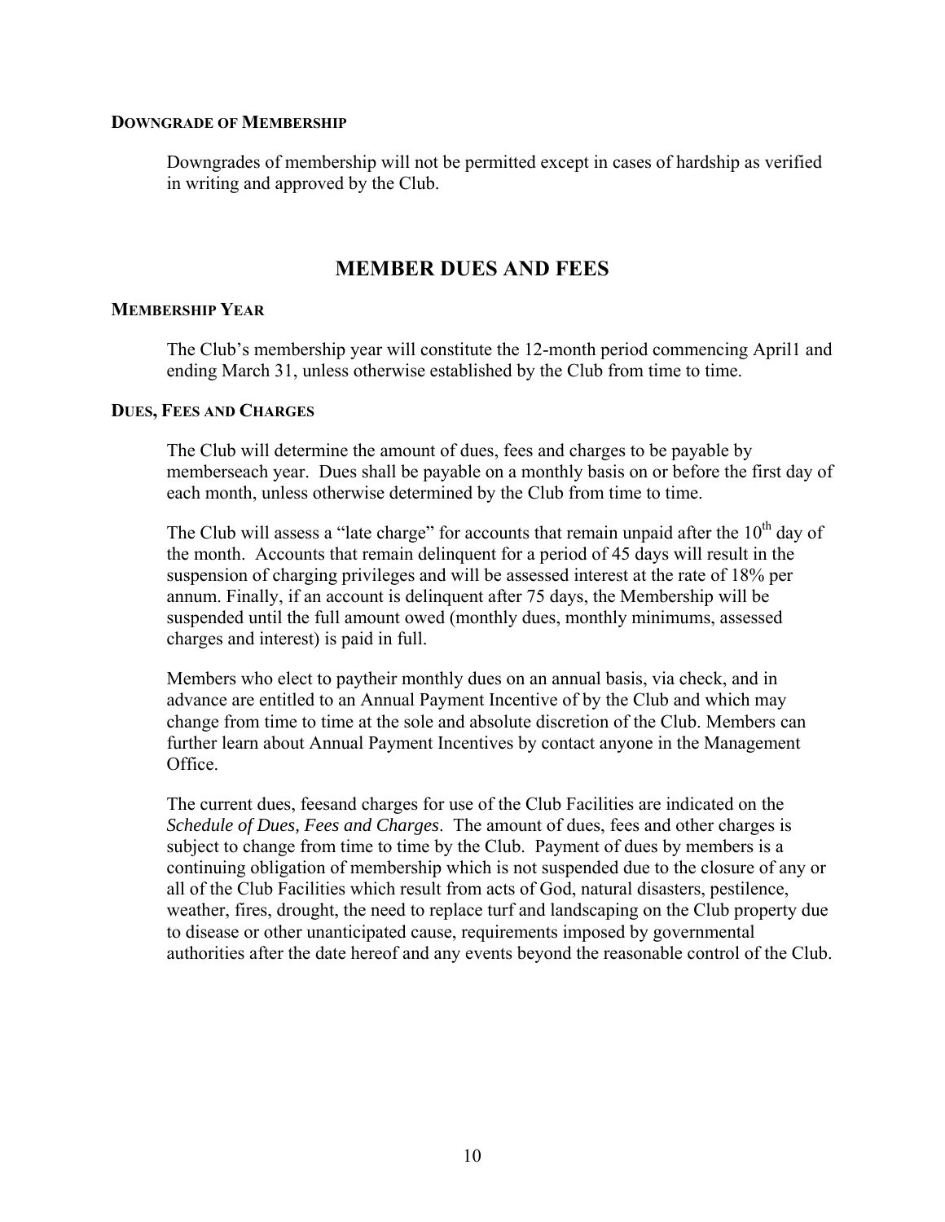### DOWNGRADE OF MEMBERSHIP

Downgrades of membership will not be permitted except in cases of hardship as verified in writing and approved by the Club.

## MEMBER DUES AND FEES

### MEMBERSHIP YEAR

The Club's membership year will constitute the 12-month period commencing April1 and ending March 31, unless otherwise established by the Club from time to time.

### DUES, FEES AND CHARGES

The Club will determine the amount of dues, fees and charges to be payable by memberseach year. Dues shall be payable on a monthly basis on or before the first day of each month, unless otherwise determined by the Club from time to time.

The Club will assess a "late charge" for accounts that remain unpaid after the 10th day of the month. Accounts that remain delinquent for a period of 45 days will result in the suspension of charging privileges and will be assessed interest at the rate of 18% per annum. Finally, if an account is delinquent after 75 days, the Membership will be suspended until the full amount owed (monthly dues, monthly minimums, assessed charges and interest) is paid in full.

Members who elect to paytheir monthly dues on an annual basis, via check, and in advance are entitled to an Annual Payment Incentive of by the Club and which may change from time to time at the sole and absolute discretion of the Club. Members can further learn about Annual Payment Incentives by contact anyone in the Management Office.

The current dues, feesand charges for use of the Club Facilities are indicated on the *Schedule of Dues, Fees and Charges*. The amount of dues, fees and other charges is subject to change from time to time by the Club. Payment of dues by members is a continuing obligation of membership which is not suspended due to the closure of any or all of the Club Facilities which result from acts of God, natural disasters, pestilence, weather, fires, drought, the need to replace turf and landscaping on the Club property due to disease or other unanticipated cause, requirements imposed by governmental authorities after the date hereof and any events beyond the reasonable control of the Club.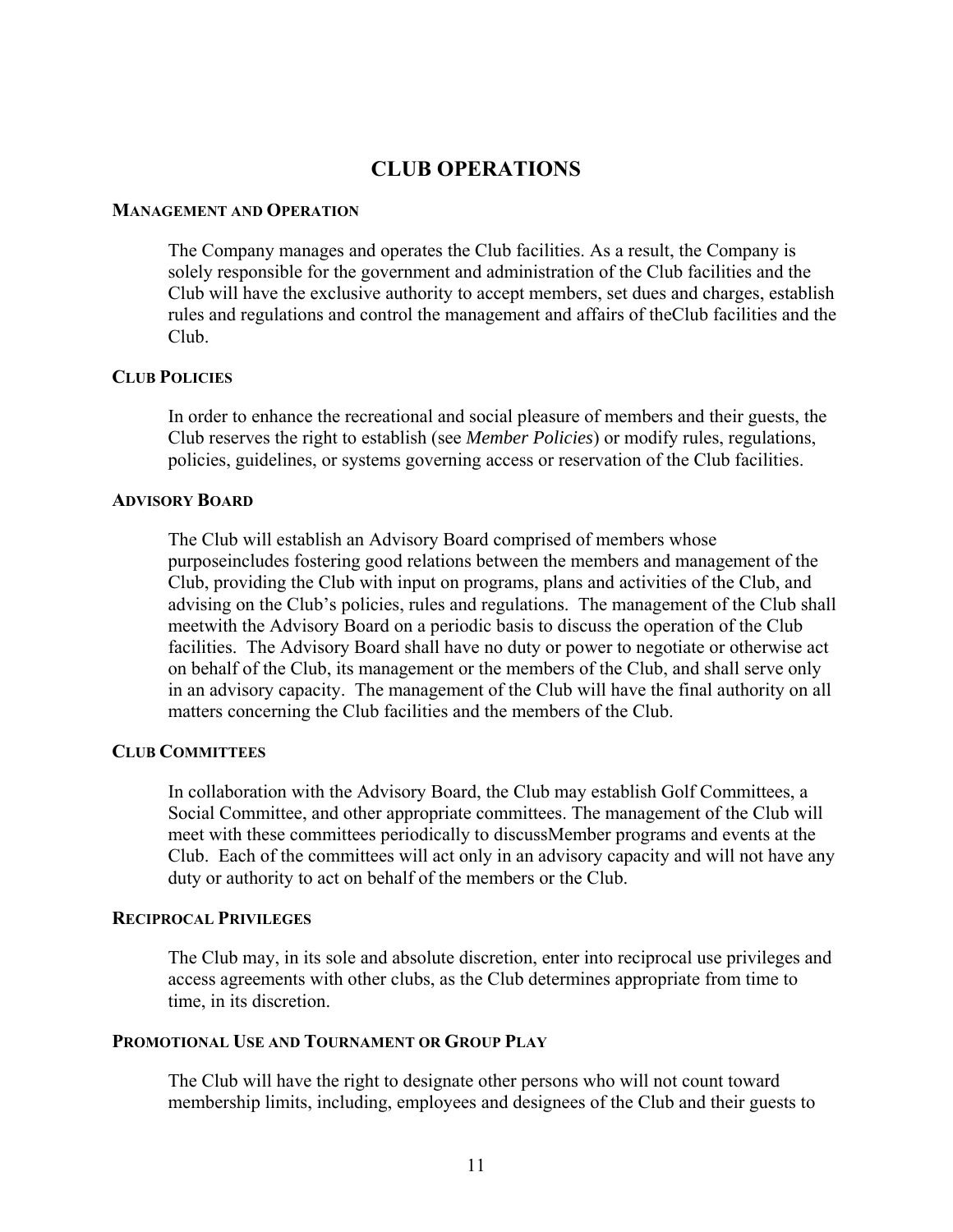# CLUB OPERATIONS

## MANAGEMENT AND OPERATION

The Company manages and operates the Club facilities. As a result, the Company is solely responsible for the government and administration of the Club facilities and the Club will have the exclusive authority to accept members, set dues and charges, establish rules and regulations and control the management and affairs of theClub facilities and the Club.

## CLUB POLICIES

In order to enhance the recreational and social pleasure of members and their guests, the Club reserves the right to establish (see *Member Policies*) or modify rules, regulations, policies, guidelines, or systems governing access or reservation of the Club facilities.

## ADVISORY BOARD

The Club will establish an Advisory Board comprised of members whose purposeincludes fostering good relations between the members and management of the Club, providing the Club with input on programs, plans and activities of the Club, and advising on the Club's policies, rules and regulations. The management of the Club shall meetwith the Advisory Board on a periodic basis to discuss the operation of the Club facilities. The Advisory Board shall have no duty or power to negotiate or otherwise act on behalf of the Club, its management or the members of the Club, and shall serve only in an advisory capacity. The management of the Club will have the final authority on all matters concerning the Club facilities and the members of the Club.

## CLUB COMMITTEES

In collaboration with the Advisory Board, the Club may establish Golf Committees, a Social Committee, and other appropriate committees. The management of the Club will meet with these committees periodically to discussMember programs and events at the Club. Each of the committees will act only in an advisory capacity and will not have any duty or authority to act on behalf of the members or the Club.

## RECIPROCAL PRIVILEGES

The Club may, in its sole and absolute discretion, enter into reciprocal use privileges and access agreements with other clubs, as the Club determines appropriate from time to time, in its discretion.

## PROMOTIONAL USE AND TOURNAMENT OR GROUP PLAY

The Club will have the right to designate other persons who will not count toward membership limits, including, employees and designees of the Club and their guests to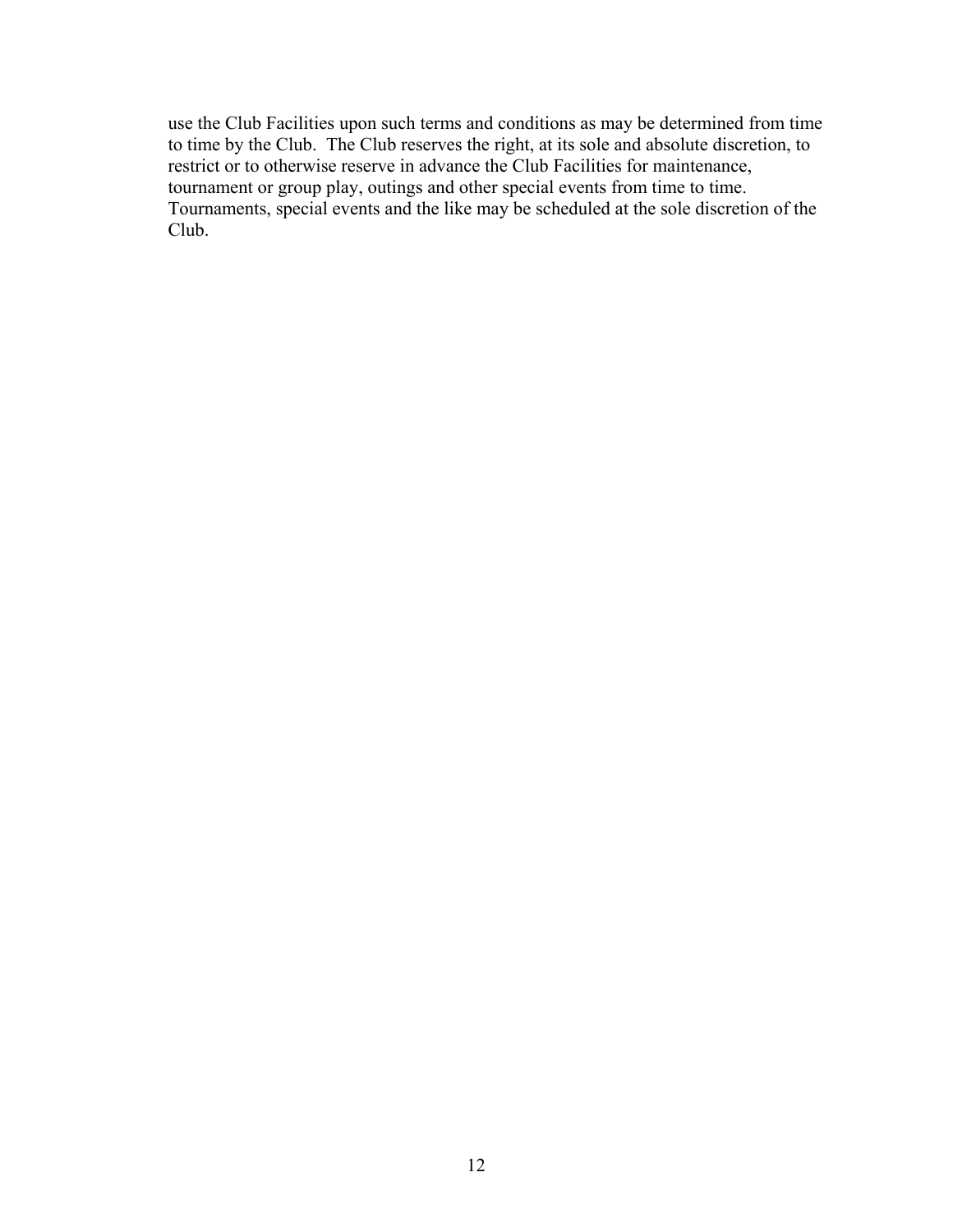use the Club Facilities upon such terms and conditions as may be determined from time to time by the Club. The Club reserves the right, at its sole and absolute discretion, to restrict or to otherwise reserve in advance the Club Facilities for maintenance, tournament or group play, outings and other special events from time to time. Tournaments, special events and the like may be scheduled at the sole discretion of the Club.